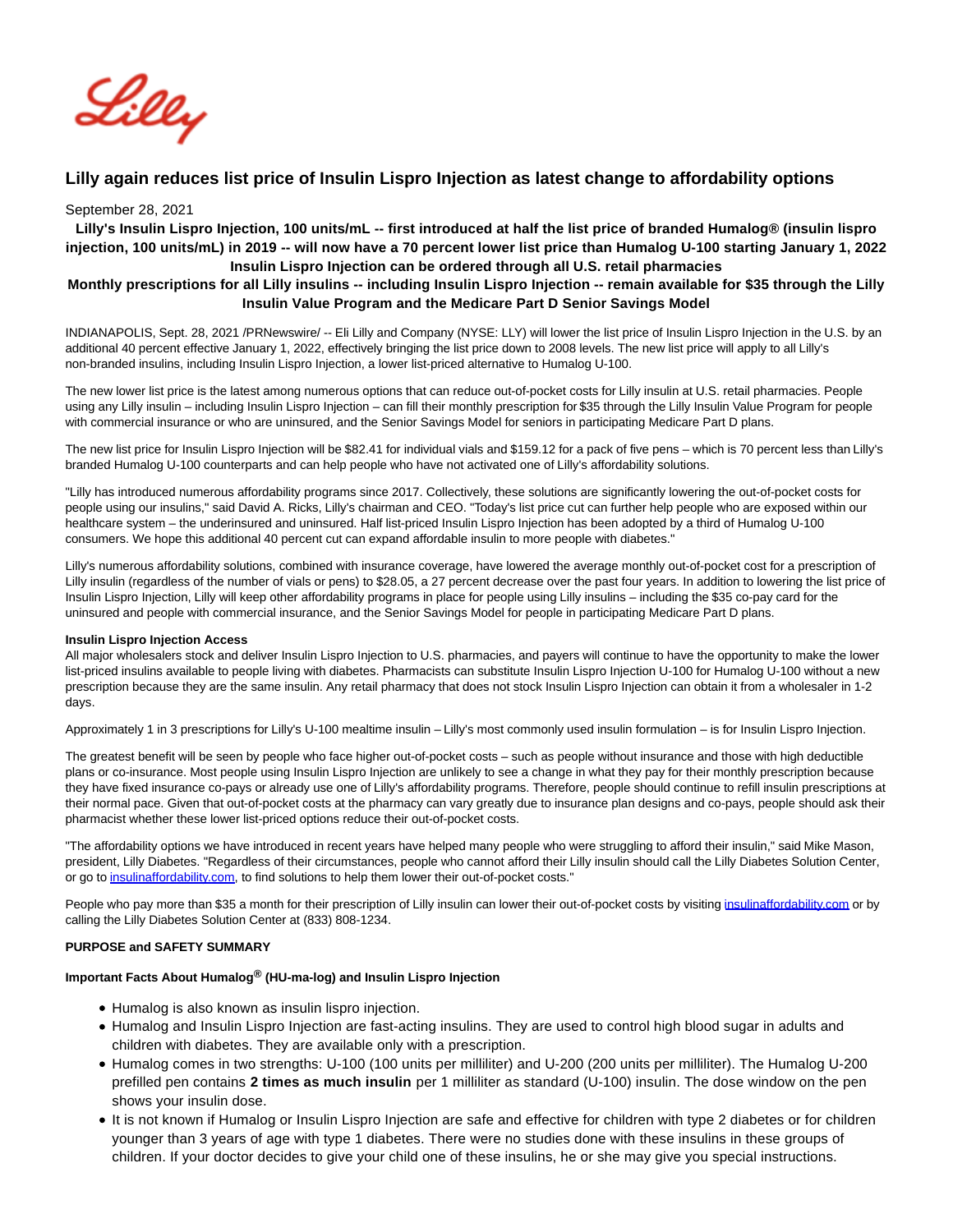# Lilly again reduces list price of Insulin Lispro Injection as latest change to affordability options

September 28, 2021

**Lilly's Insulin Lispro Injection, 100 units/mL -- first introduced at half the list price of branded Humalog® (insulin lispro injection, 100 units/mL) in 2019 -- will now have a 70 percent lower list price than Humalog U-100 starting January 1, 2022**

**Insulin Lispro Injection can be ordered through all U.S. retail pharmacies**

**Monthly prescriptions for all Lilly insulins -- including Insulin Lispro Injection -- remain available for $35 through the Lilly Insulin Value Program and the Medicare Part D Senior Savings Model**

INDIANAPOLIS, Sept. 28, 2021 /PRNewswire/ -- Eli Lilly and Company (NYSE: LLY) will lower the list price of Insulin Lispro Injection in the U.S. by an additional 40 percent effective January 1, 2022, effectively bringing the list price down to 2008 levels. The new list price will apply to all Lilly's non-branded insulins, including Insulin Lispro Injection, a lower list-priced alternative to Humalog U-100.

The new lower list price is the latest among numerous options that can reduce out-of-pocket costs for Lilly insulin at U.S. retail pharmacies. People using any Lilly insulin – including Insulin Lispro Injection – can fill their monthly prescription for $35 through the Lilly Insulin Value Program for people with commercial insurance or who are uninsured, and the Senior Savings Model for seniors in participating Medicare Part D plans.

The new list price for Insulin Lispro Injection will be $82.41 for individual vials and $159.12 for a pack of five pens – which is 70 percent less than Lilly's branded Humalog U-100 counterparts and can help people who have not activated one of Lilly's affordability solutions.

"Lilly has introduced numerous affordability programs since 2017. Collectively, these solutions are significantly lowering the out-of-pocket costs for people using our insulins," said David A. Ricks, Lilly's chairman and CEO. "Today's list price cut can further help people who are exposed within our healthcare system – the underinsured and uninsured. Half list-priced Insulin Lispro Injection has been adopted by a third of Humalog U-100 consumers. We hope this additional 40 percent cut can expand affordable insulin to more people with diabetes."

Lilly's numerous affordability solutions, combined with insurance coverage, have lowered the average monthly out-of-pocket cost for a prescription of Lilly insulin (regardless of the number of vials or pens) to $28.05, a 27 percent decrease over the past four years. In addition to lowering the list price of Insulin Lispro Injection, Lilly will keep other affordability programs in place for people using Lilly insulins – including the $35 co-pay card for the uninsured and people with commercial insurance, and the Senior Savings Model for people in participating Medicare Part D plans.

**Insulin Lispro Injection Access**

All major wholesalers stock and deliver Insulin Lispro Injection to U.S. pharmacies, and payers will continue to have the opportunity to make the lower list-priced insulins available to people living with diabetes. Pharmacists can substitute Insulin Lispro Injection U-100 for Humalog U-100 without a new prescription because they are the same insulin. Any retail pharmacy that does not stock Insulin Lispro Injection can obtain it from a wholesaler in 1-2 days.

Approximately 1 in 3 prescriptions for Lilly's U-100 mealtime insulin – Lilly's most commonly used insulin formulation – is for Insulin Lispro Injection.

The greatest benefit will be seen by people who face higher out-of-pocket costs – such as people without insurance and those with high deductible plans or co-insurance. Most people using Insulin Lispro Injection are unlikely to see a change in what they pay for their monthly prescription because they have fixed insurance co-pays or already use one of Lilly's affordability programs. Therefore, people should continue to refill insulin prescriptions at their normal pace. Given that out-of-pocket costs at the pharmacy can vary greatly due to insurance plan designs and co-pays, people should ask their pharmacist whether these lower list-priced options reduce their out-of-pocket costs.

"The affordability options we have introduced in recent years have helped many people who were struggling to afford their insulin," said Mike Mason, president, Lilly Diabetes. "Regardless of their circumstances, people who cannot afford their Lilly insulin should call the Lilly Diabetes Solution Center, or go to insulinaffordability.com, to find solutions to help them lower their out-of-pocket costs."

People who pay more than $35 a month for their prescription of Lilly insulin can lower their out-of-pocket costs by visiting insulinaffordability.com or by calling the Lilly Diabetes Solution Center at (833) 808-1234.

**PURPOSE and SAFETY SUMMARY**

**Important Facts About Humalog® (HU-ma-log) and Insulin Lispro Injection**

- Humalog is also known as insulin lispro injection.
- Humalog and Insulin Lispro Injection are fast-acting insulins. They are used to control high blood sugar in adults and children with diabetes. They are available only with a prescription.
- Humalog comes in two strengths: U-100 (100 units per milliliter) and U-200 (200 units per milliliter). The Humalog U-200 prefilled pen contains **2 times as much insulin** per 1 milliliter as standard (U-100) insulin. The dose window on the pen shows your insulin dose.
- It is not known if Humalog or Insulin Lispro Injection are safe and effective for children with type 2 diabetes or for children younger than 3 years of age with type 1 diabetes. There were no studies done with these insulins in these groups of children. If your doctor decides to give your child one of these insulins, he or she may give you special instructions.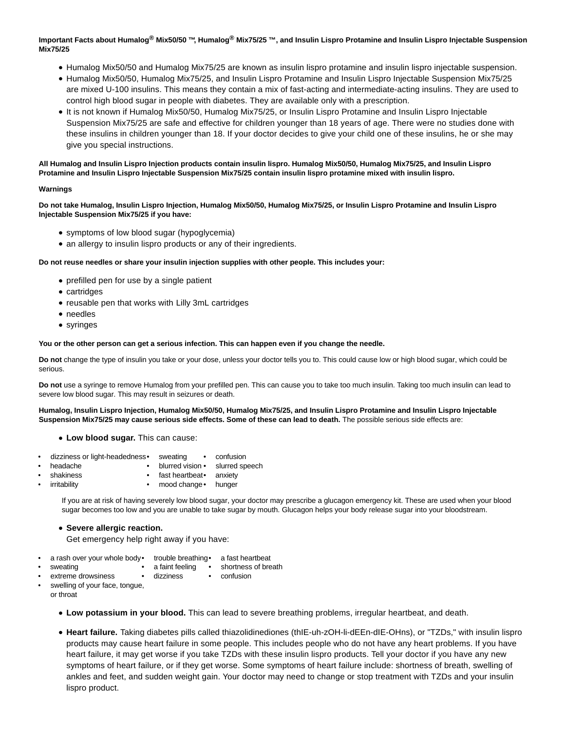**Important Facts about Humalog® Mix50/50 ™, Humalog® Mix75/25 ™, and Insulin Lispro Protamine and Insulin Lispro Injectable Suspension Mix75/25**

- Humalog Mix50/50 and Humalog Mix75/25 are known as insulin lispro protamine and insulin lispro injectable suspension.
- Humalog Mix50/50, Humalog Mix75/25, and Insulin Lispro Protamine and Insulin Lispro Injectable Suspension Mix75/25 are mixed U-100 insulins. This means they contain a mix of fast-acting and intermediate-acting insulins. They are used to control high blood sugar in people with diabetes. They are available only with a prescription.
- It is not known if Humalog Mix50/50, Humalog Mix75/25, or Insulin Lispro Protamine and Insulin Lispro Injectable Suspension Mix75/25 are safe and effective for children younger than 18 years of age. There were no studies done with these insulins in children younger than 18. If your doctor decides to give your child one of these insulins, he or she may give you special instructions.

**All Humalog and Insulin Lispro Injection products contain insulin lispro. Humalog Mix50/50, Humalog Mix75/25, and Insulin Lispro Protamine and Insulin Lispro Injectable Suspension Mix75/25 contain insulin lispro protamine mixed with insulin lispro.**

**Warnings**

**Do not take Humalog, Insulin Lispro Injection, Humalog Mix50/50, Humalog Mix75/25, or Insulin Lispro Protamine and Insulin Lispro Injectable Suspension Mix75/25 if you have:**

- symptoms of low blood sugar (hypoglycemia)
- an allergy to insulin lispro products or any of their ingredients.

**Do not reuse needles or share your insulin injection supplies with other people. This includes your:**

- prefilled pen for use by a single patient
- cartridges
- reusable pen that works with Lilly 3mL cartridges
- needles
- syringes

**You or the other person can get a serious infection. This can happen even if you change the needle.**

**Do not** change the type of insulin you take or your dose, unless your doctor tells you to. This could cause low or high blood sugar, which could be serious.

**Do not** use a syringe to remove Humalog from your prefilled pen. This can cause you to take too much insulin. Taking too much insulin can lead to severe low blood sugar. This may result in seizures or death.

**Humalog, Insulin Lispro Injection, Humalog Mix50/50, Humalog Mix75/25, and Insulin Lispro Protamine and Insulin Lispro Injectable Suspension Mix75/25 may cause serious side effects. Some of these can lead to death.** The possible serious side effects are:

- **Low blood sugar.** This can cause:

- dizziness or light-headedness
- headache
- shakiness
- irritability
- sweating
- blurred vision
- fast heartbeat
- mood change
- confusion
- slurred speech
- anxiety
- hunger

If you are at risk of having severely low blood sugar, your doctor may prescribe a glucagon emergency kit. These are used when your blood sugar becomes too low and you are unable to take sugar by mouth. Glucagon helps your body release sugar into your bloodstream.

- **Severe allergic reaction.**
  Get emergency help right away if you have:

- a rash over your whole body
- sweating
- extreme drowsiness
- swelling of your face, tongue, or throat
- trouble breathing
- a faint feeling
- dizziness
- a fast heartbeat
- shortness of breath
- confusion

- **Low potassium in your blood.** This can lead to severe breathing problems, irregular heartbeat, and death.
- **Heart failure.** Taking diabetes pills called thiazolidinediones (thIE-uh-zOH-li-dEEn-dIE-OHns), or "TZDs," with insulin lispro products may cause heart failure in some people. This includes people who do not have any heart problems. If you have heart failure, it may get worse if you take TZDs with these insulin lispro products. Tell your doctor if you have any new symptoms of heart failure, or if they get worse. Some symptoms of heart failure include: shortness of breath, swelling of ankles and feet, and sudden weight gain. Your doctor may need to change or stop treatment with TZDs and your insulin lispro product.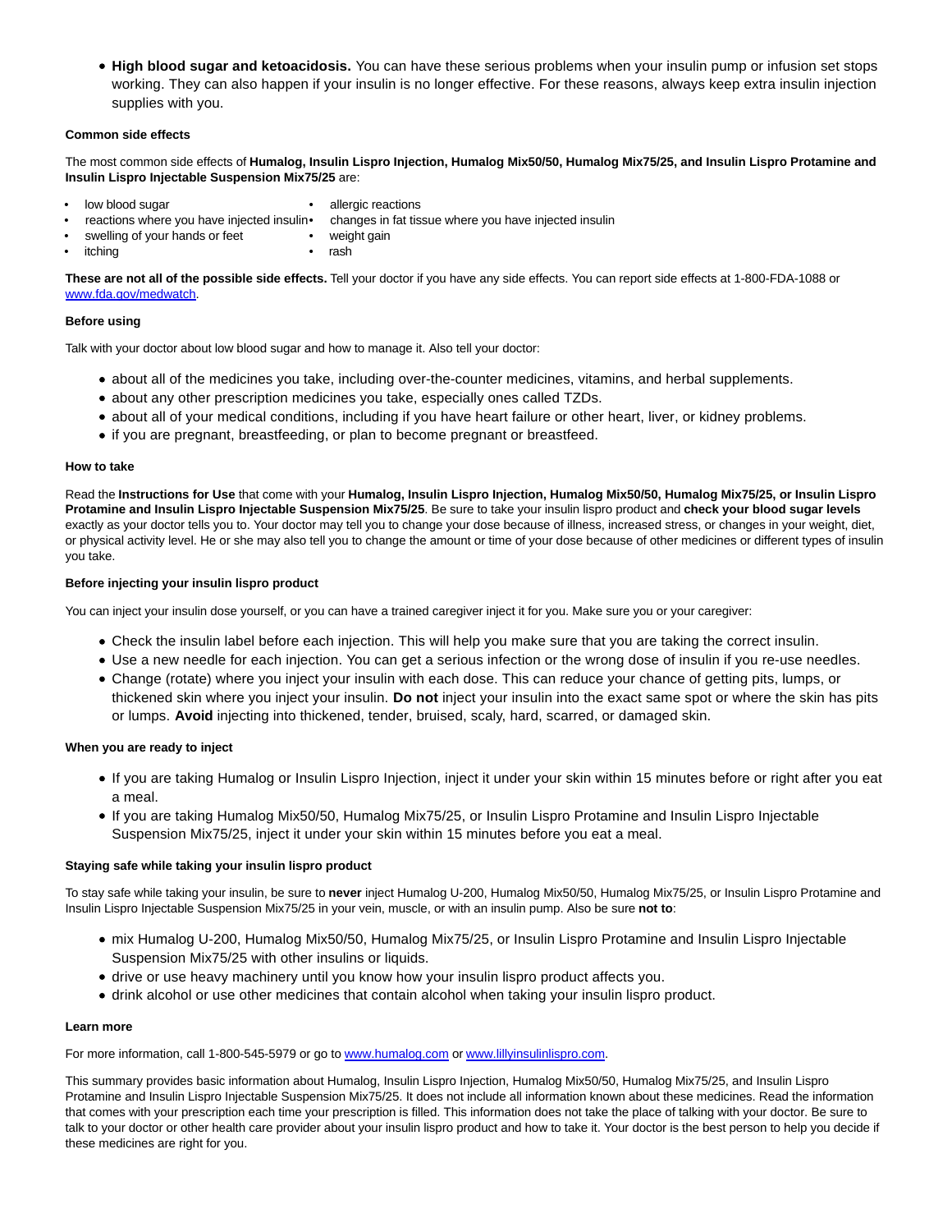- **High blood sugar and ketoacidosis.** You can have these serious problems when your insulin pump or infusion set stops working. They can also happen if your insulin is no longer effective. For these reasons, always keep extra insulin injection supplies with you.

**Common side effects**

The most common side effects of **Humalog, Insulin Lispro Injection, Humalog Mix50/50, Humalog Mix75/25, and Insulin Lispro Protamine and Insulin Lispro Injectable Suspension Mix75/25** are:

- low blood sugar
- reactions where you have injected insulin
- swelling of your hands or feet
- itching
- allergic reactions
- changes in fat tissue where you have injected insulin
- weight gain
- rash

**These are not all of the possible side effects.** Tell your doctor if you have any side effects. You can report side effects at 1-800-FDA-1088 or www.fda.gov/medwatch.

**Before using**

Talk with your doctor about low blood sugar and how to manage it. Also tell your doctor:

- about all of the medicines you take, including over-the-counter medicines, vitamins, and herbal supplements.
- about any other prescription medicines you take, especially ones called TZDs.
- about all of your medical conditions, including if you have heart failure or other heart, liver, or kidney problems.
- if you are pregnant, breastfeeding, or plan to become pregnant or breastfeed.

**How to take**

Read the **Instructions for Use** that come with your **Humalog, Insulin Lispro Injection, Humalog Mix50/50, Humalog Mix75/25, or Insulin Lispro Protamine and Insulin Lispro Injectable Suspension Mix75/25**. Be sure to take your insulin lispro product and **check your blood sugar levels** exactly as your doctor tells you to. Your doctor may tell you to change your dose because of illness, increased stress, or changes in your weight, diet, or physical activity level. He or she may also tell you to change the amount or time of your dose because of other medicines or different types of insulin you take.

**Before injecting your insulin lispro product**

You can inject your insulin dose yourself, or you can have a trained caregiver inject it for you. Make sure you or your caregiver:

- Check the insulin label before each injection. This will help you make sure that you are taking the correct insulin.
- Use a new needle for each injection. You can get a serious infection or the wrong dose of insulin if you re-use needles.
- Change (rotate) where you inject your insulin with each dose. This can reduce your chance of getting pits, lumps, or thickened skin where you inject your insulin. **Do not** inject your insulin into the exact same spot or where the skin has pits or lumps. **Avoid** injecting into thickened, tender, bruised, scaly, hard, scarred, or damaged skin.

**When you are ready to inject**

- If you are taking Humalog or Insulin Lispro Injection, inject it under your skin within 15 minutes before or right after you eat a meal.
- If you are taking Humalog Mix50/50, Humalog Mix75/25, or Insulin Lispro Protamine and Insulin Lispro Injectable Suspension Mix75/25, inject it under your skin within 15 minutes before you eat a meal.

**Staying safe while taking your insulin lispro product**

To stay safe while taking your insulin, be sure to **never** inject Humalog U-200, Humalog Mix50/50, Humalog Mix75/25, or Insulin Lispro Protamine and Insulin Lispro Injectable Suspension Mix75/25 in your vein, muscle, or with an insulin pump. Also be sure **not to**:

- mix Humalog U-200, Humalog Mix50/50, Humalog Mix75/25, or Insulin Lispro Protamine and Insulin Lispro Injectable Suspension Mix75/25 with other insulins or liquids.
- drive or use heavy machinery until you know how your insulin lispro product affects you.
- drink alcohol or use other medicines that contain alcohol when taking your insulin lispro product.

**Learn more**

For more information, call 1-800-545-5979 or go to www.humalog.com or www.lillyinsulinlispro.com.

This summary provides basic information about Humalog, Insulin Lispro Injection, Humalog Mix50/50, Humalog Mix75/25, and Insulin Lispro Protamine and Insulin Lispro Injectable Suspension Mix75/25. It does not include all information known about these medicines. Read the information that comes with your prescription each time your prescription is filled. This information does not take the place of talking with your doctor. Be sure to talk to your doctor or other health care provider about your insulin lispro product and how to take it. Your doctor is the best person to help you decide if these medicines are right for you.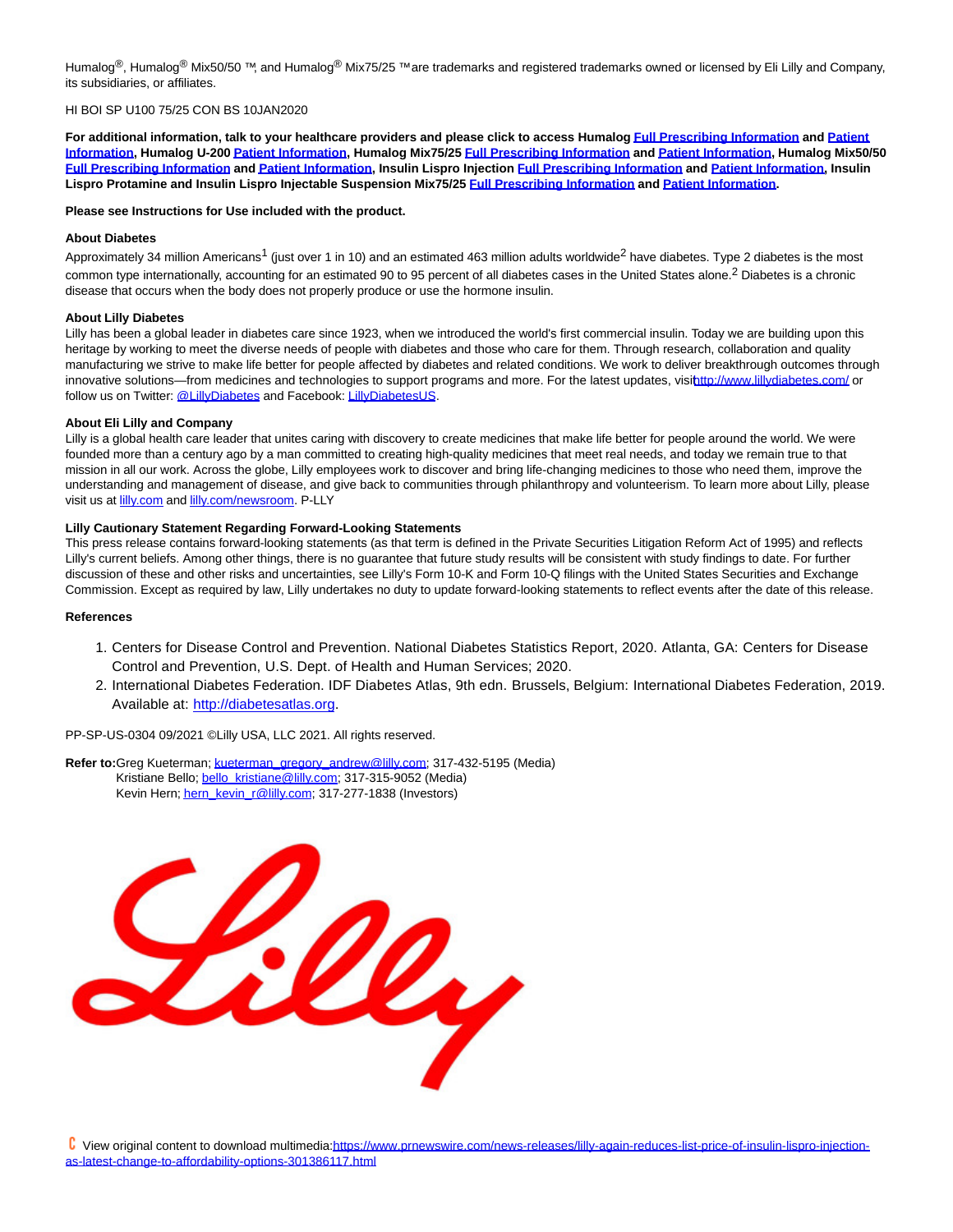Humalog®, Humalog® Mix50/50 ™, and Humalog® Mix75/25 ™ are trademarks and registered trademarks owned or licensed by Eli Lilly and Company, its subsidiaries, or affiliates.

HI BOI SP U100 75/25 CON BS 10JAN2020

**For additional information, talk to your healthcare providers and please click to access Humalog Full Prescribing Information and Patient Information, Humalog U-200 Patient Information, Humalog Mix75/25 Full Prescribing Information and Patient Information, Humalog Mix50/50 Full Prescribing Information and Patient Information, Insulin Lispro Injection Full Prescribing Information and Patient Information, Insulin Lispro Protamine and Insulin Lispro Injectable Suspension Mix75/25 Full Prescribing Information and Patient Information.**

**Please see Instructions for Use included with the product.**

**About Diabetes**

Approximately 34 million Americans[1] (just over 1 in 10) and an estimated 463 million adults worldwide[2] have diabetes. Type 2 diabetes is the most common type internationally, accounting for an estimated 90 to 95 percent of all diabetes cases in the United States alone.[2] Diabetes is a chronic disease that occurs when the body does not properly produce or use the hormone insulin.

**About Lilly Diabetes**

Lilly has been a global leader in diabetes care since 1923, when we introduced the world's first commercial insulin. Today we are building upon this heritage by working to meet the diverse needs of people with diabetes and those who care for them. Through research, collaboration and quality manufacturing we strive to make life better for people affected by diabetes and related conditions. We work to deliver breakthrough outcomes through innovative solutions—from medicines and technologies to support programs and more. For the latest updates, visit http://www.lillydiabetes.com/ or follow us on Twitter: @LillyDiabetes and Facebook: LillyDiabetesUS.

**About Eli Lilly and Company**

Lilly is a global health care leader that unites caring with discovery to create medicines that make life better for people around the world. We were founded more than a century ago by a man committed to creating high-quality medicines that meet real needs, and today we remain true to that mission in all our work. Across the globe, Lilly employees work to discover and bring life-changing medicines to those who need them, improve the understanding and management of disease, and give back to communities through philanthropy and volunteerism. To learn more about Lilly, please visit us at lilly.com and lilly.com/newsroom. P-LLY

**Lilly Cautionary Statement Regarding Forward-Looking Statements**

This press release contains forward-looking statements (as that term is defined in the Private Securities Litigation Reform Act of 1995) and reflects Lilly's current beliefs. Among other things, there is no guarantee that future study results will be consistent with study findings to date. For further discussion of these and other risks and uncertainties, see Lilly's Form 10-K and Form 10-Q filings with the United States Securities and Exchange Commission. Except as required by law, Lilly undertakes no duty to update forward-looking statements to reflect events after the date of this release.

**References**

1. Centers for Disease Control and Prevention. National Diabetes Statistics Report, 2020. Atlanta, GA: Centers for Disease Control and Prevention, U.S. Dept. of Health and Human Services; 2020.
2. International Diabetes Federation. IDF Diabetes Atlas, 9th edn. Brussels, Belgium: International Diabetes Federation, 2019. Available at: http://diabetesatlas.org.

PP-SP-US-0304 09/2021 ©Lilly USA, LLC 2021. All rights reserved.

**Refer to:** Greg Kueterman; kueterman_gregory_andrew@lilly.com; 317-432-5195 (Media)
Kristiane Bello; bello_kristiane@lilly.com; 317-315-9052 (Media)
Kevin Hern; hern_kevin_r@lilly.com; 317-277-1838 (Investors)

View original content to download multimedia: https://www.prnewswire.com/news-releases/lilly-again-reduces-list-price-of-insulin-lispro-injection-as-latest-change-to-affordability-options-301386117.html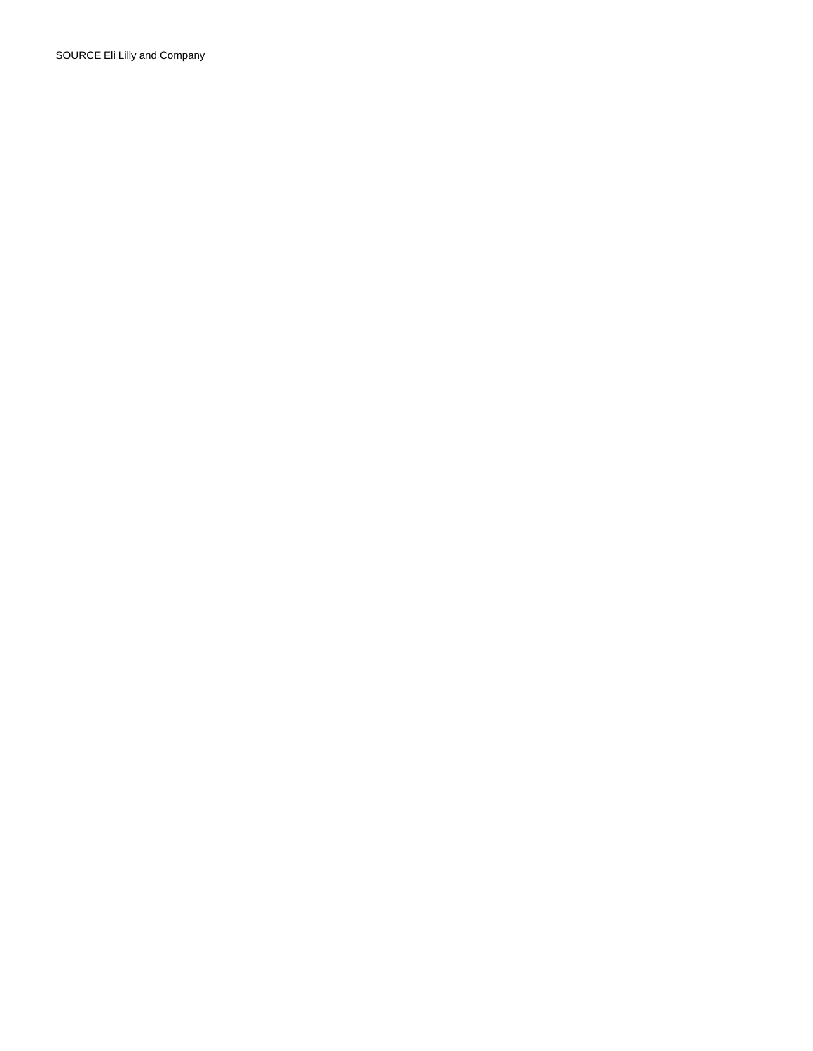SOURCE Eli Lilly and Company